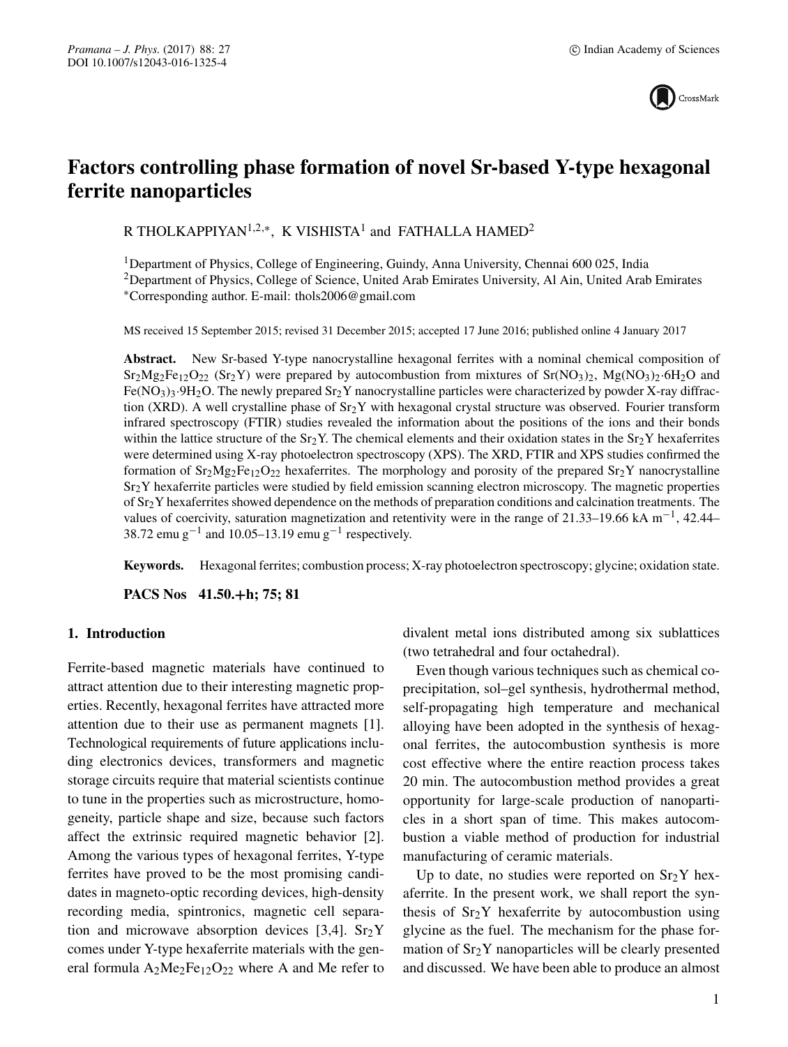# Factors controlling phase formation of novel Sr-based Y-type hexagonal ferrite nanoparticles

R THOLKAPPIYAN[1,2,*], K VISHISTA[1] and FATHALLA HAMED[2]

[1]Department of Physics, College of Engineering, Guindy, Anna University, Chennai 600 025, India
[2]Department of Physics, College of Science, United Arab Emirates University, Al Ain, United Arab Emirates
*Corresponding author. E-mail: thols2006@gmail.com

MS received 15 September 2015; revised 31 December 2015; accepted 17 June 2016; published online 4 January 2017

**Abstract.** New Sr-based Y-type nanocrystalline hexagonal ferrites with a nominal chemical composition of $Sr_2Mg_2Fe_{12}O_{22}$ ($Sr_2Y$) were prepared by autocombustion from mixtures of $Sr(NO_3)_2$, $Mg(NO_3)_2 \cdot 6H_2O$ and $Fe(NO_3)_3 \cdot 9H_2O$. The newly prepared $Sr_2Y$ nanocrystalline particles were characterized by powder X-ray diffraction (XRD). A well crystalline phase of $Sr_2Y$ with hexagonal crystal structure was observed. Fourier transform infrared spectroscopy (FTIR) studies revealed the information about the positions of the ions and their bonds within the lattice structure of the $Sr_2Y$. The chemical elements and their oxidation states in the $Sr_2Y$ hexaferrites were determined using X-ray photoelectron spectroscopy (XPS). The XRD, FTIR and XPS studies confirmed the formation of $Sr_2Mg_2Fe_{12}O_{22}$ hexaferrites. The morphology and porosity of the prepared $Sr_2Y$ nanocrystalline $Sr_2Y$ hexaferrite particles were studied by field emission scanning electron microscopy. The magnetic properties of $Sr_2Y$ hexaferrites showed dependence on the methods of preparation conditions and calcination treatments. The values of coercivity, saturation magnetization and retentivity were in the range of 21.33–19.66 kA $m^{-1}$, 42.44–38.72 emu $g^{-1}$ and 10.05–13.19 emu $g^{-1}$ respectively.

**Keywords.** Hexagonal ferrites; combustion process; X-ray photoelectron spectroscopy; glycine; oxidation state.

**PACS Nos 41.50.+h; 75; 81**

## 1. Introduction

Ferrite-based magnetic materials have continued to attract attention due to their interesting magnetic properties. Recently, hexagonal ferrites have attracted more attention due to their use as permanent magnets [1]. Technological requirements of future applications including electronics devices, transformers and magnetic storage circuits require that material scientists continue to tune in the properties such as microstructure, homogeneity, particle shape and size, because such factors affect the extrinsic required magnetic behavior [2]. Among the various types of hexagonal ferrites, Y-type ferrites have proved to be the most promising candidates in magneto-optic recording devices, high-density recording media, spintronics, magnetic cell separation and microwave absorption devices [3,4]. $Sr_2Y$ comes under Y-type hexaferrite materials with the general formula $A_2Me_2Fe_{12}O_{22}$ where A and Me refer to divalent metal ions distributed among six sublattices (two tetrahedral and four octahedral).

Even though various techniques such as chemical co-precipitation, sol–gel synthesis, hydrothermal method, self-propagating high temperature and mechanical alloying have been adopted in the synthesis of hexagonal ferrites, the autocombustion synthesis is more cost effective where the entire reaction process takes 20 min. The autocombustion method provides a great opportunity for large-scale production of nanoparticles in a short span of time. This makes autocombustion a viable method of production for industrial manufacturing of ceramic materials.

Up to date, no studies were reported on $Sr_2Y$ hexaferrite. In the present work, we shall report the synthesis of $Sr_2Y$ hexaferrite by autocombustion using glycine as the fuel. The mechanism for the phase formation of $Sr_2Y$ nanoparticles will be clearly presented and discussed. We have been able to produce an almost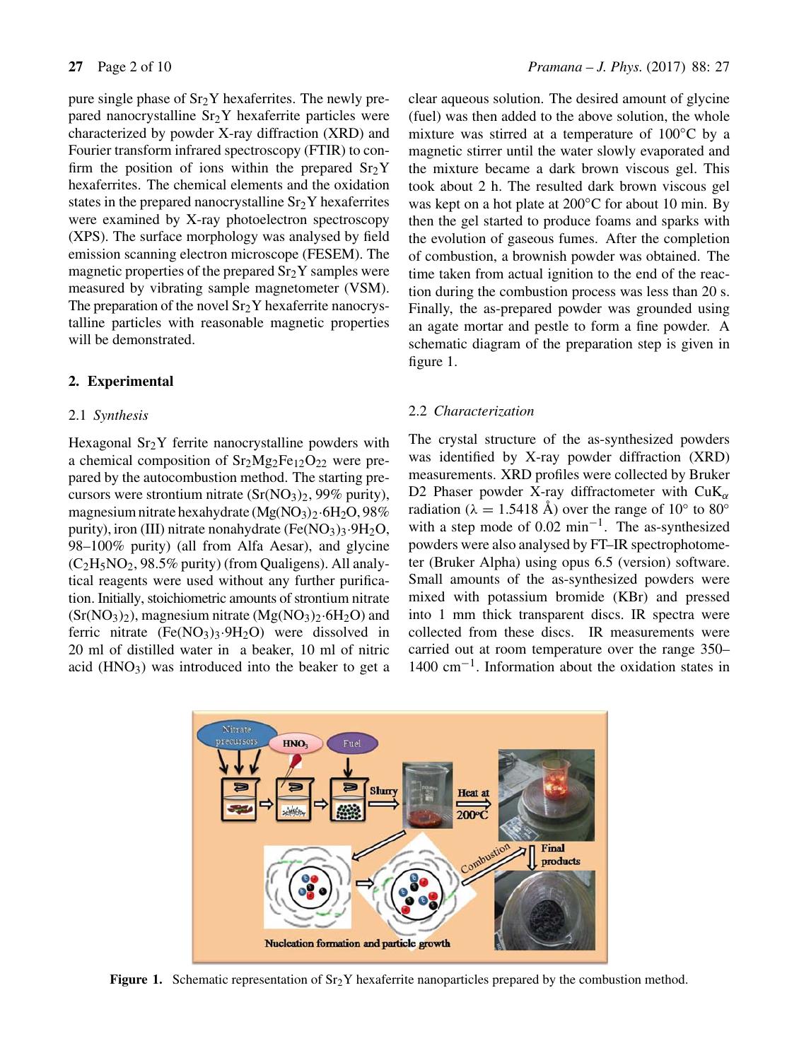pure single phase of $Sr_2Y$ hexaferrites. The newly prepared nanocrystalline $Sr_2Y$ hexaferrite particles were characterized by powder X-ray diffraction (XRD) and Fourier transform infrared spectroscopy (FTIR) to confirm the position of ions within the prepared $Sr_2Y$ hexaferrites. The chemical elements and the oxidation states in the prepared nanocrystalline $Sr_2Y$ hexaferrites were examined by X-ray photoelectron spectroscopy (XPS). The surface morphology was analysed by field emission scanning electron microscope (FESEM). The magnetic properties of the prepared $Sr_2Y$ samples were measured by vibrating sample magnetometer (VSM). The preparation of the novel $Sr_2Y$ hexaferrite nanocrystalline particles with reasonable magnetic properties will be demonstrated.

## 2. Experimental

### 2.1 *Synthesis*

Hexagonal $Sr_2Y$ ferrite nanocrystalline powders with a chemical composition of $Sr_2Mg_2Fe_{12}O_{22}$ were prepared by the autocombustion method. The starting precursors were strontium nitrate ($Sr(NO_3)_2$, 99% purity), magnesium nitrate hexahydrate ($Mg(NO_3)_2{\cdot}6H_2O$, 98% purity), iron (III) nitrate nonahydrate ($Fe(NO_3)_3{\cdot}9H_2O$, 98–100% purity) (all from Alfa Aesar), and glycine ($C_2H_5NO_2$, 98.5% purity) (from Qualigens). All analytical reagents were used without any further purification. Initially, stoichiometric amounts of strontium nitrate ($Sr(NO_3)_2$), magnesium nitrate ($Mg(NO_3)_2{\cdot}6H_2O$) and ferric nitrate ($Fe(NO_3)_3{\cdot}9H_2O$) were dissolved in 20 ml of distilled water in a beaker, 10 ml of nitric acid ($HNO_3$) was introduced into the beaker to get a clear aqueous solution. The desired amount of glycine (fuel) was then added to the above solution, the whole mixture was stirred at a temperature of 100°C by a magnetic stirrer until the water slowly evaporated and the mixture became a dark brown viscous gel. This took about 2 h. The resulted dark brown viscous gel was kept on a hot plate at 200°C for about 10 min. By then the gel started to produce foams and sparks with the evolution of gaseous fumes. After the completion of combustion, a brownish powder was obtained. The time taken from actual ignition to the end of the reaction during the combustion process was less than 20 s. Finally, the as-prepared powder was grounded using an agate mortar and pestle to form a fine powder. A schematic diagram of the preparation step is given in figure 1.

### 2.2 *Characterization*

The crystal structure of the as-synthesized powders was identified by X-ray powder diffraction (XRD) measurements. XRD profiles were collected by Bruker D2 Phaser powder X-ray diffractometer with $CuK_\alpha$ radiation ($\lambda = 1.5418$ Å) over the range of 10° to 80° with a step mode of 0.02 $min^{-1}$. The as-synthesized powders were also analysed by FT–IR spectrophotometer (Bruker Alpha) using opus 6.5 (version) software. Small amounts of the as-synthesized powders were mixed with potassium bromide (KBr) and pressed into 1 mm thick transparent discs. IR spectra were collected from these discs. IR measurements were carried out at room temperature over the range 350–1400 $cm^{-1}$. Information about the oxidation states in

**Figure 1.** Schematic representation of $Sr_2Y$ hexaferrite nanoparticles prepared by the combustion method.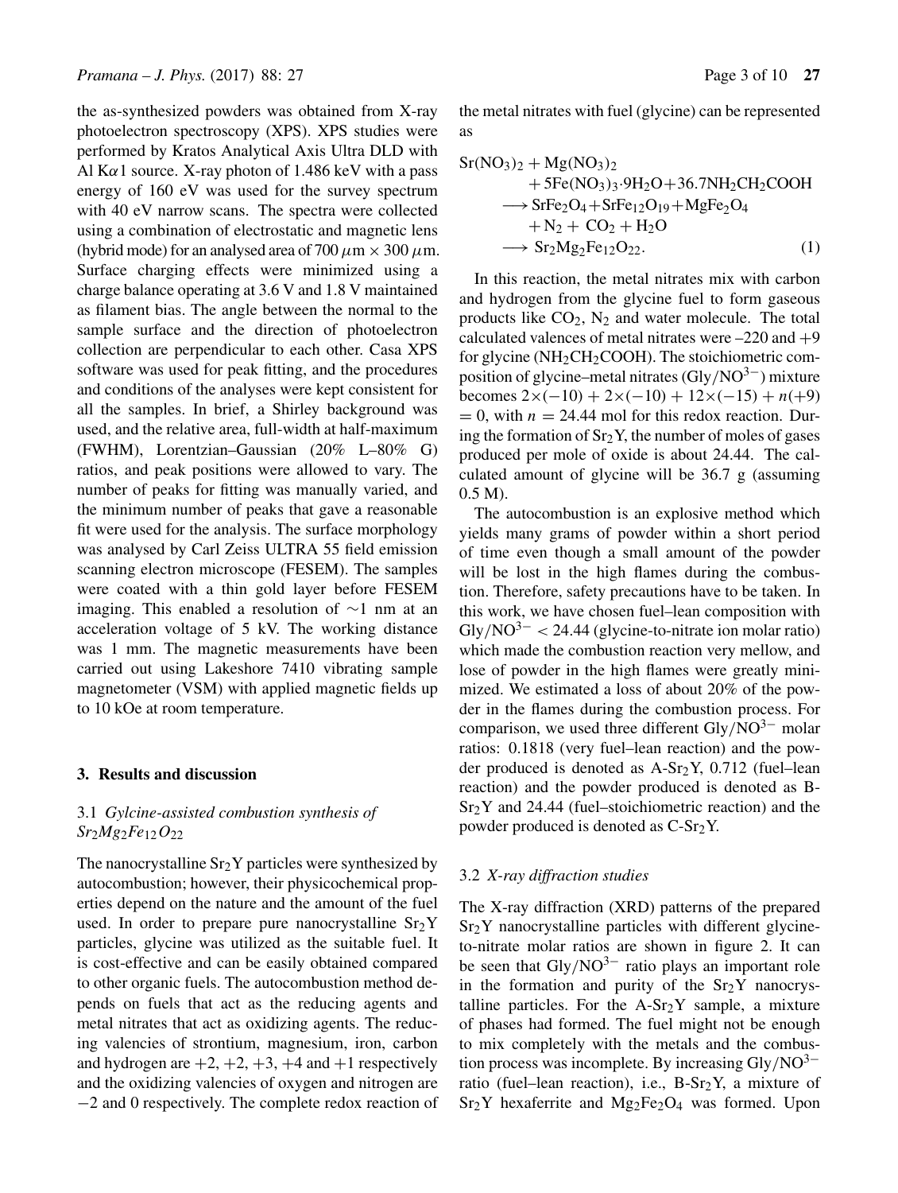the as-synthesized powders was obtained from X-ray photoelectron spectroscopy (XPS). XPS studies were performed by Kratos Analytical Axis Ultra DLD with Al K$\alpha$1 source. X-ray photon of 1.486 keV with a pass energy of 160 eV was used for the survey spectrum with 40 eV narrow scans. The spectra were collected using a combination of electrostatic and magnetic lens (hybrid mode) for an analysed area of 700 $\mu$m × 300 $\mu$m. Surface charging effects were minimized using a charge balance operating at 3.6 V and 1.8 V maintained as filament bias. The angle between the normal to the sample surface and the direction of photoelectron collection are perpendicular to each other. Casa XPS software was used for peak fitting, and the procedures and conditions of the analyses were kept consistent for all the samples. In brief, a Shirley background was used, and the relative area, full-width at half-maximum (FWHM), Lorentzian–Gaussian (20% L–80% G) ratios, and peak positions were allowed to vary. The number of peaks for fitting was manually varied, and the minimum number of peaks that gave a reasonable fit were used for the analysis. The surface morphology was analysed by Carl Zeiss ULTRA 55 field emission scanning electron microscope (FESEM). The samples were coated with a thin gold layer before FESEM imaging. This enabled a resolution of ∼1 nm at an acceleration voltage of 5 kV. The working distance was 1 mm. The magnetic measurements have been carried out using Lakeshore 7410 vibrating sample magnetometer (VSM) with applied magnetic fields up to 10 kOe at room temperature.

## 3. Results and discussion

### 3.1 *Gylcine-assisted combustion synthesis of $Sr_2Mg_2Fe_{12}O_{22}$*

The nanocrystalline $Sr_2Y$ particles were synthesized by autocombustion; however, their physicochemical properties depend on the nature and the amount of the fuel used. In order to prepare pure nanocrystalline $Sr_2Y$ particles, glycine was utilized as the suitable fuel. It is cost-effective and can be easily obtained compared to other organic fuels. The autocombustion method depends on fuels that act as the reducing agents and metal nitrates that act as oxidizing agents. The reducing valencies of strontium, magnesium, iron, carbon and hydrogen are +2, +2, +3, +4 and +1 respectively and the oxidizing valencies of oxygen and nitrogen are −2 and 0 respectively. The complete redox reaction of the metal nitrates with fuel (glycine) can be represented as

$$
\begin{aligned}
&Sr(NO_3)_2 + Mg(NO_3)_2 \\
&\quad + 5Fe(NO_3)_3{\cdot}9H_2O + 36.7NH_2CH_2COOH \\
&\quad \longrightarrow SrFe_2O_4 + SrFe_{12}O_{19} + MgFe_2O_4 \\
&\quad + N_2 + CO_2 + H_2O \\
&\quad \longrightarrow Sr_2Mg_2Fe_{12}O_{22}.
\end{aligned} \tag{1}
$$

In this reaction, the metal nitrates mix with carbon and hydrogen from the glycine fuel to form gaseous products like $CO_2$, $N_2$ and water molecule. The total calculated valences of metal nitrates were –220 and +9 for glycine ($NH_2CH_2COOH$). The stoichiometric composition of glycine–metal nitrates ($Gly/NO^{3-}$) mixture becomes $2\times(-10) + 2\times(-10) + 12\times(-15) + n(+9) = 0$, with $n = 24.44$ mol for this redox reaction. During the formation of $Sr_2Y$, the number of moles of gases produced per mole of oxide is about 24.44. The calculated amount of glycine will be 36.7 g (assuming 0.5 M).

The autocombustion is an explosive method which yields many grams of powder within a short period of time even though a small amount of the powder will be lost in the high flames during the combustion. Therefore, safety precautions have to be taken. In this work, we have chosen fuel–lean composition with $Gly/NO^{3-} < 24.44$ (glycine-to-nitrate ion molar ratio) which made the combustion reaction very mellow, and lose of powder in the high flames were greatly minimized. We estimated a loss of about 20% of the powder in the flames during the combustion process. For comparison, we used three different $Gly/NO^{3-}$ molar ratios: 0.1818 (very fuel–lean reaction) and the powder produced is denoted as A-$Sr_2Y$, 0.712 (fuel–lean reaction) and the powder produced is denoted as B-$Sr_2Y$ and 24.44 (fuel–stoichiometric reaction) and the powder produced is denoted as C-$Sr_2Y$.

### 3.2 *X-ray diffraction studies*

The X-ray diffraction (XRD) patterns of the prepared $Sr_2Y$ nanocrystalline particles with different glycine-to-nitrate molar ratios are shown in figure 2. It can be seen that $Gly/NO^{3-}$ ratio plays an important role in the formation and purity of the $Sr_2Y$ nanocrystalline particles. For the A-$Sr_2Y$ sample, a mixture of phases had formed. The fuel might not be enough to mix completely with the metals and the combustion process was incomplete. By increasing $Gly/NO^{3-}$ ratio (fuel–lean reaction), i.e., B-$Sr_2Y$, a mixture of $Sr_2Y$ hexaferrite and $Mg_2Fe_2O_4$ was formed. Upon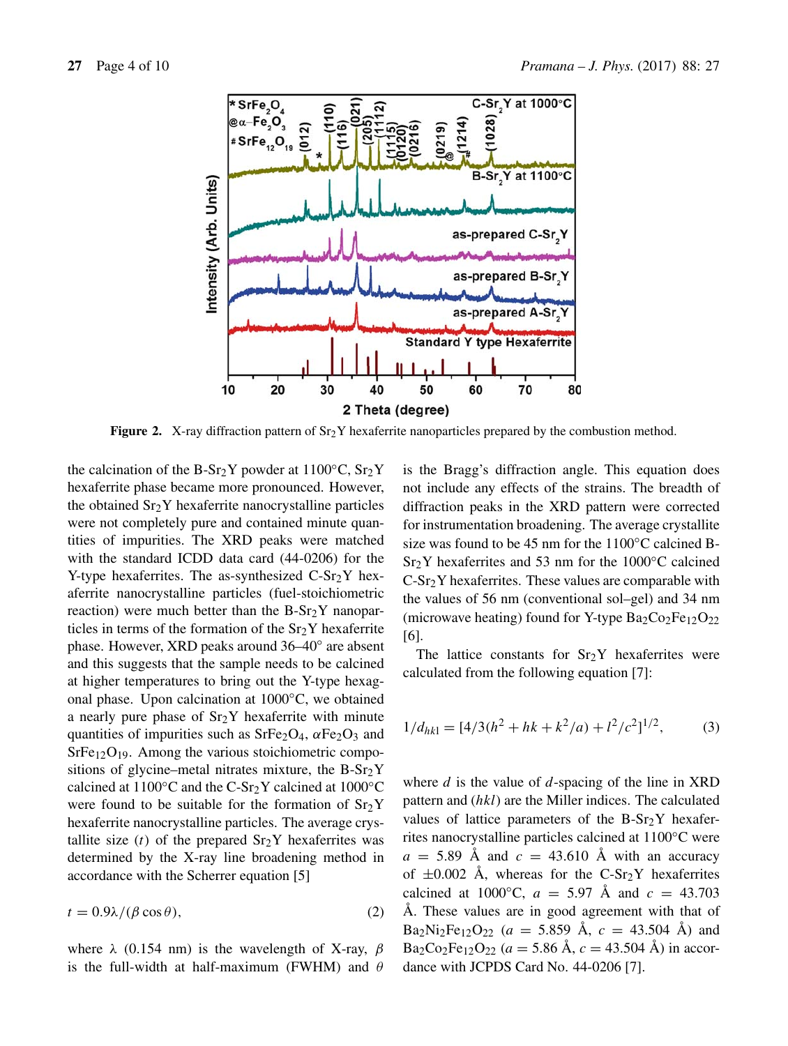Figure 2. X-ray diffraction pattern of $Sr_2Y$ hexaferrite nanoparticles prepared by the combustion method.

the calcination of the B-$Sr_2Y$ powder at 1100°C, $Sr_2Y$ hexaferrite phase became more pronounced. However, the obtained $Sr_2Y$ hexaferrite nanocrystalline particles were not completely pure and contained minute quantities of impurities. The XRD peaks were matched with the standard ICDD data card (44-0206) for the Y-type hexaferrites. The as-synthesized C-$Sr_2Y$ hexaferrite nanocrystalline particles (fuel-stoichiometric reaction) were much better than the B-$Sr_2Y$ nanoparticles in terms of the formation of the $Sr_2Y$ hexaferrite phase. However, XRD peaks around 36–40° are absent and this suggests that the sample needs to be calcined at higher temperatures to bring out the Y-type hexagonal phase. Upon calcination at 1000°C, we obtained a nearly pure phase of $Sr_2Y$ hexaferrite with minute quantities of impurities such as $SrFe_2O_4$, $\alpha Fe_2O_3$ and $SrFe_{12}O_{19}$. Among the various stoichiometric compositions of glycine–metal nitrates mixture, the B-$Sr_2Y$ calcined at 1100°C and the C-$Sr_2Y$ calcined at 1000°C were found to be suitable for the formation of $Sr_2Y$ hexaferrite nanocrystalline particles. The average crystallite size ($t$) of the prepared $Sr_2Y$ hexaferrites was determined by the X-ray line broadening method in accordance with the Scherrer equation [5]

$$t = 0.9\lambda/(\beta\cos\theta), \tag{2}$$

where $\lambda$ (0.154 nm) is the wavelength of X-ray, $\beta$ is the full-width at half-maximum (FWHM) and $\theta$ is the Bragg's diffraction angle. This equation does not include any effects of the strains. The breadth of diffraction peaks in the XRD pattern were corrected for instrumentation broadening. The average crystallite size was found to be 45 nm for the 1100°C calcined B-$Sr_2Y$ hexaferrites and 53 nm for the 1000°C calcined C-$Sr_2Y$ hexaferrites. These values are comparable with the values of 56 nm (conventional sol–gel) and 34 nm (microwave heating) found for Y-type $Ba_2Co_2Fe_{12}O_{22}$ [6].

The lattice constants for $Sr_2Y$ hexaferrites were calculated from the following equation [7]:

$$1/d_{hkl} = [4/3(h^2 + hk + k^2/a) + l^2/c^2]^{1/2}, \tag{3}$$

where $d$ is the value of $d$-spacing of the line in XRD pattern and ($hkl$) are the Miller indices. The calculated values of lattice parameters of the B-$Sr_2Y$ hexaferrites nanocrystalline particles calcined at 1100°C were $a$ = 5.89 Å and $c$ = 43.610 Å with an accuracy of ±0.002 Å, whereas for the C-$Sr_2Y$ hexaferrites calcined at 1000°C, $a$ = 5.97 Å and $c$ = 43.703 Å. These values are in good agreement with that of $Ba_2Ni_2Fe_{12}O_{22}$ ($a$ = 5.859 Å, $c$ = 43.504 Å) and $Ba_2Co_2Fe_{12}O_{22}$ ($a$ = 5.86 Å, $c$ = 43.504 Å) in accordance with JCPDS Card No. 44-0206 [7].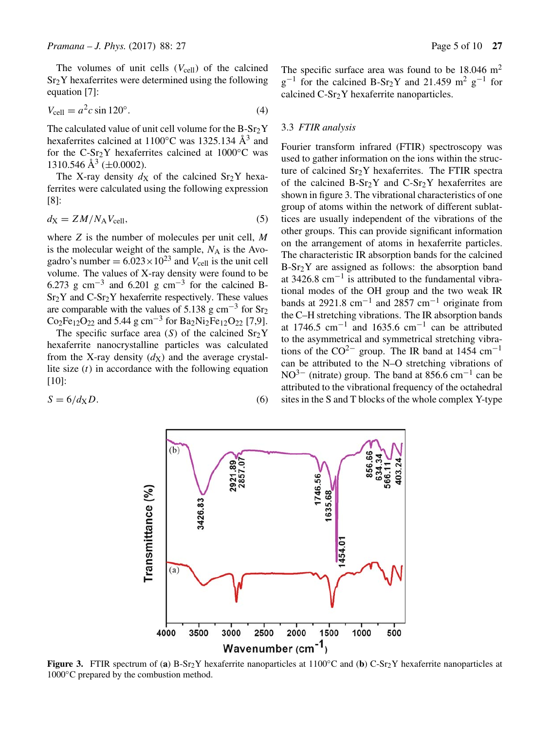The volumes of unit cells ($V_{cell}$) of the calcined $Sr_2Y$ hexaferrites were determined using the following equation [7]:

$$V_{cell} = a^2 c \sin 120°. \tag{4}$$

The calculated value of unit cell volume for the B-$Sr_2Y$ hexaferrites calcined at 1100°C was 1325.134 Å$^3$ and for the C-$Sr_2Y$ hexaferrites calcined at 1000°C was 1310.546 Å$^3$ (±0.0002).

The X-ray density $d_X$ of the calcined $Sr_2Y$ hexaferrites were calculated using the following expression [8]:

$$d_X = ZM/N_A V_{cell}, \tag{5}$$

where $Z$ is the number of molecules per unit cell, $M$ is the molecular weight of the sample, $N_A$ is the Avogadro's number $= 6.023 \times 10^{23}$ and $V_{cell}$ is the unit cell volume. The values of X-ray density were found to be 6.273 g cm$^{-3}$ and 6.201 g cm$^{-3}$ for the calcined B-$Sr_2Y$ and C-$Sr_2Y$ hexaferrite respectively. These values are comparable with the values of 5.138 g cm$^{-3}$ for $Sr_2Co_2Fe_{12}O_{22}$ and 5.44 g cm$^{-3}$ for $Ba_2Ni_2Fe_{12}O_{22}$ [7,9].

The specific surface area ($S$) of the calcined $Sr_2Y$ hexaferrite nanocrystalline particles was calculated from the X-ray density ($d_X$) and the average crystallite size ($t$) in accordance with the following equation [10]:

$$S = 6/d_X D. \tag{6}$$

The specific surface area was found to be 18.046 m$^2$ g$^{-1}$ for the calcined B-$Sr_2Y$ and 21.459 m$^2$ g$^{-1}$ for calcined C-$Sr_2Y$ hexaferrite nanoparticles.

### 3.3 *FTIR analysis*

Fourier transform infrared (FTIR) spectroscopy was used to gather information on the ions within the structure of calcined $Sr_2Y$ hexaferrites. The FTIR spectra of the calcined B-$Sr_2Y$ and C-$Sr_2Y$ hexaferrites are shown in figure 3. The vibrational characteristics of one group of atoms within the network of different sublattices are usually independent of the vibrations of the other groups. This can provide significant information on the arrangement of atoms in hexaferrite particles. The characteristic IR absorption bands for the calcined B-$Sr_2Y$ are assigned as follows: the absorption band at 3426.8 cm$^{-1}$ is attributed to the fundamental vibrational modes of the OH group and the two weak IR bands at 2921.8 cm$^{-1}$ and 2857 cm$^{-1}$ originate from the C–H stretching vibrations. The IR absorption bands at 1746.5 cm$^{-1}$ and 1635.6 cm$^{-1}$ can be attributed to the asymmetrical and symmetrical stretching vibrations of the $CO^{2-}$ group. The IR band at 1454 cm$^{-1}$ can be attributed to the N–O stretching vibrations of $NO^{3-}$ (nitrate) group. The band at 856.6 cm$^{-1}$ can be attributed to the vibrational frequency of the octahedral sites in the S and T blocks of the whole complex Y-type

**Figure 3.** FTIR spectrum of (**a**) B-$Sr_2Y$ hexaferrite nanoparticles at 1100°C and (**b**) C-$Sr_2Y$ hexaferrite nanoparticles at 1000°C prepared by the combustion method.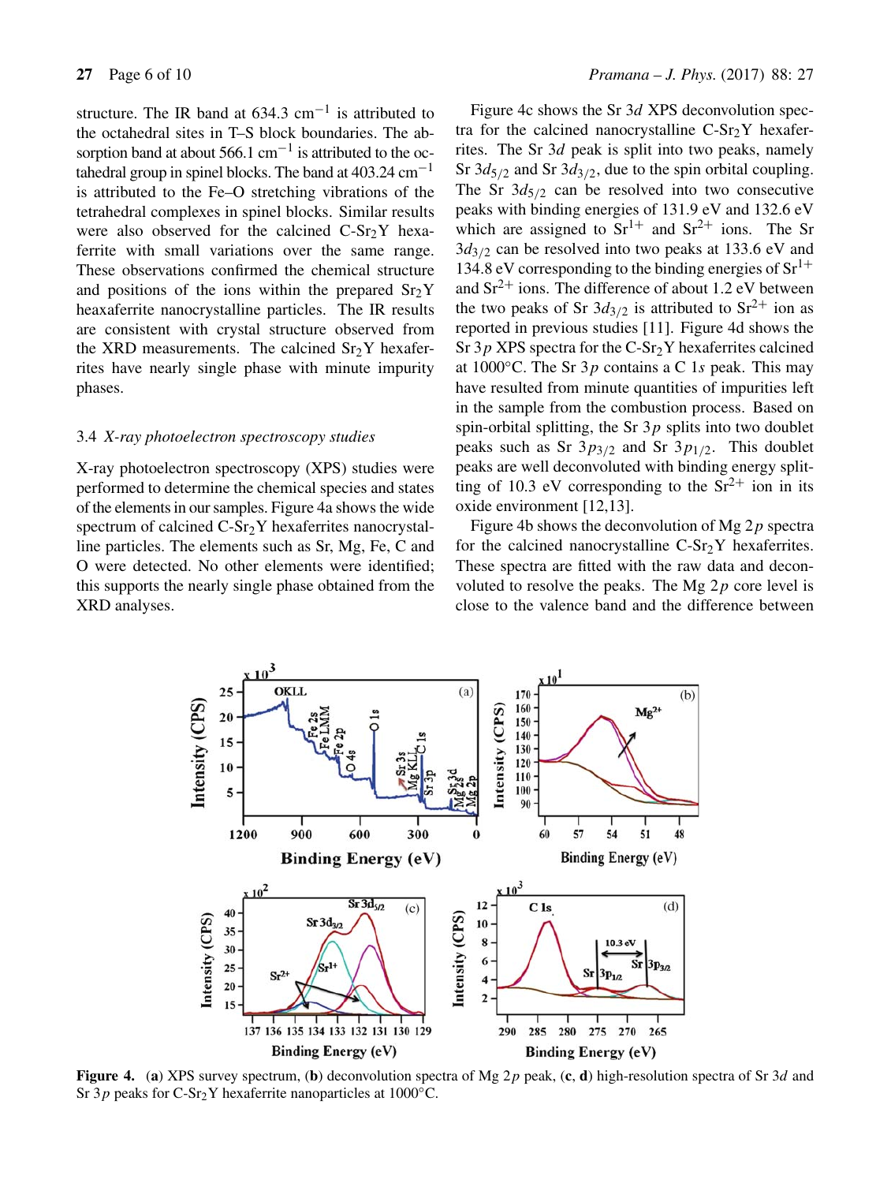structure. The IR band at 634.3 $cm^{-1}$ is attributed to the octahedral sites in T–S block boundaries. The absorption band at about 566.1 $cm^{-1}$ is attributed to the octahedral group in spinel blocks. The band at 403.24 $cm^{-1}$ is attributed to the Fe–O stretching vibrations of the tetrahedral complexes in spinel blocks. Similar results were also observed for the calcined C-$Sr_2Y$ hexaferrite with small variations over the same range. These observations confirmed the chemical structure and positions of the ions within the prepared $Sr_2Y$ heaxaferrite nanocrystalline particles. The IR results are consistent with crystal structure observed from the XRD measurements. The calcined $Sr_2Y$ hexaferrites have nearly single phase with minute impurity phases.

### 3.4 *X-ray photoelectron spectroscopy studies*

X-ray photoelectron spectroscopy (XPS) studies were performed to determine the chemical species and states of the elements in our samples. Figure 4a shows the wide spectrum of calcined C-$Sr_2Y$ hexaferrites nanocrystalline particles. The elements such as Sr, Mg, Fe, C and O were detected. No other elements were identified; this supports the nearly single phase obtained from the XRD analyses.

Figure 4c shows the Sr 3*d* XPS deconvolution spectra for the calcined nanocrystalline C-$Sr_2Y$ hexaferrites. The Sr 3*d* peak is split into two peaks, namely Sr $3d_{5/2}$ and Sr $3d_{3/2}$, due to the spin orbital coupling. The Sr $3d_{5/2}$ can be resolved into two consecutive peaks with binding energies of 131.9 eV and 132.6 eV which are assigned to $Sr^{1+}$ and $Sr^{2+}$ ions. The Sr $3d_{3/2}$ can be resolved into two peaks at 133.6 eV and 134.8 eV corresponding to the binding energies of $Sr^{1+}$ and $Sr^{2+}$ ions. The difference of about 1.2 eV between the two peaks of Sr $3d_{3/2}$ is attributed to $Sr^{2+}$ ion as reported in previous studies [11]. Figure 4d shows the Sr 3*p* XPS spectra for the C-$Sr_2Y$ hexaferrites calcined at 1000°C. The Sr 3*p* contains a C 1*s* peak. This may have resulted from minute quantities of impurities left in the sample from the combustion process. Based on spin-orbital splitting, the Sr 3*p* splits into two doublet peaks such as Sr $3p_{3/2}$ and Sr $3p_{1/2}$. This doublet peaks are well deconvoluted with binding energy splitting of 10.3 eV corresponding to the $Sr^{2+}$ ion in its oxide environment [12,13].

Figure 4b shows the deconvolution of Mg 2*p* spectra for the calcined nanocrystalline C-$Sr_2Y$ hexaferrites. These spectra are fitted with the raw data and deconvoluted to resolve the peaks. The Mg 2*p* core level is close to the valence band and the difference between

**Figure 4.** (**a**) XPS survey spectrum, (**b**) deconvolution spectra of Mg 2*p* peak, (**c**, **d**) high-resolution spectra of Sr 3*d* and Sr 3*p* peaks for C-$Sr_2Y$ hexaferrite nanoparticles at 1000°C.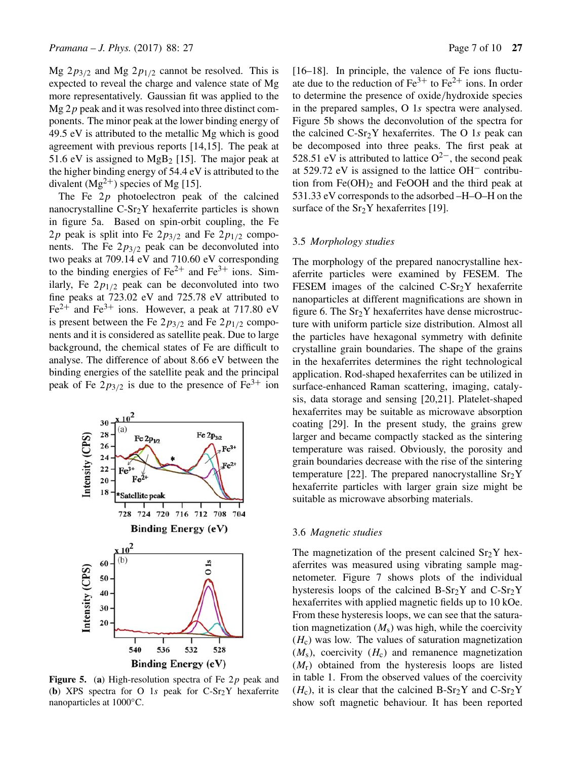Mg $2p_{3/2}$ and Mg $2p_{1/2}$ cannot be resolved. This is expected to reveal the charge and valence state of Mg more representatively. Gaussian fit was applied to the Mg $2p$ peak and it was resolved into three distinct components. The minor peak at the lower binding energy of 49.5 eV is attributed to the metallic Mg which is good agreement with previous reports [14,15]. The peak at 51.6 eV is assigned to $MgB_2$ [15]. The major peak at the higher binding energy of 54.4 eV is attributed to the divalent ($Mg^{2+}$) species of Mg [15].

The Fe $2p$ photoelectron peak of the calcined nanocrystalline C-$Sr_2Y$ hexaferrite particles is shown in figure 5a. Based on spin-orbit coupling, the Fe $2p$ peak is split into Fe $2p_{3/2}$ and Fe $2p_{1/2}$ components. The Fe $2p_{3/2}$ peak can be deconvoluted into two peaks at 709.14 eV and 710.60 eV corresponding to the binding energies of $Fe^{2+}$ and $Fe^{3+}$ ions. Similarly, Fe $2p_{1/2}$ peak can be deconvoluted into two fine peaks at 723.02 eV and 725.78 eV attributed to $Fe^{2+}$ and $Fe^{3+}$ ions. However, a peak at 717.80 eV is present between the Fe $2p_{3/2}$ and Fe $2p_{1/2}$ components and it is considered as satellite peak. Due to large background, the chemical states of Fe are difficult to analyse. The difference of about 8.66 eV between the binding energies of the satellite peak and the principal peak of Fe $2p_{3/2}$ is due to the presence of $Fe^{3+}$ ion [16–18]. In principle, the valence of Fe ions fluctuate due to the reduction of $Fe^{3+}$ to $Fe^{2+}$ ions. In order to determine the presence of oxide/hydroxide species in the prepared samples, O $1s$ spectra were analysed. Figure 5b shows the deconvolution of the spectra for the calcined C-$Sr_2Y$ hexaferrites. The O $1s$ peak can be decomposed into three peaks. The first peak at 528.51 eV is attributed to lattice $O^{2-}$, the second peak at 529.72 eV is assigned to the lattice $OH^-$ contribution from $Fe(OH)_2$ and FeOOH and the third peak at 531.33 eV corresponds to the adsorbed –H–O–H on the surface of the $Sr_2Y$ hexaferrites [19].

**Figure 5.** (**a**) High-resolution spectra of Fe $2p$ peak and (**b**) XPS spectra for O $1s$ peak for C-$Sr_2Y$ hexaferrite nanoparticles at 1000°C.

### 3.5 *Morphology studies*

The morphology of the prepared nanocrystalline hexaferrite particles were examined by FESEM. The FESEM images of the calcined C-$Sr_2Y$ hexaferrite nanoparticles at different magnifications are shown in figure 6. The $Sr_2Y$ hexaferrites have dense microstructure with uniform particle size distribution. Almost all the particles have hexagonal symmetry with definite crystalline grain boundaries. The shape of the grains in the hexaferrites determines the right technological application. Rod-shaped hexaferrites can be utilized in surface-enhanced Raman scattering, imaging, catalysis, data storage and sensing [20,21]. Platelet-shaped hexaferrites may be suitable as microwave absorption coating [29]. In the present study, the grains grew larger and became compactly stacked as the sintering temperature was raised. Obviously, the porosity and grain boundaries decrease with the rise of the sintering temperature [22]. The prepared nanocrystalline $Sr_2Y$ hexaferrite particles with larger grain size might be suitable as microwave absorbing materials.

### 3.6 *Magnetic studies*

The magnetization of the present calcined $Sr_2Y$ hexaferrites was measured using vibrating sample magnetometer. Figure 7 shows plots of the individual hysteresis loops of the calcined B-$Sr_2Y$ and C-$Sr_2Y$ hexaferrites with applied magnetic fields up to 10 kOe. From these hysteresis loops, we can see that the saturation magnetization ($M_s$) was high, while the coercivity ($H_c$) was low. The values of saturation magnetization ($M_s$), coercivity ($H_c$) and remanence magnetization ($M_r$) obtained from the hysteresis loops are listed in table 1. From the observed values of the coercivity ($H_c$), it is clear that the calcined B-$Sr_2Y$ and C-$Sr_2Y$ show soft magnetic behaviour. It has been reported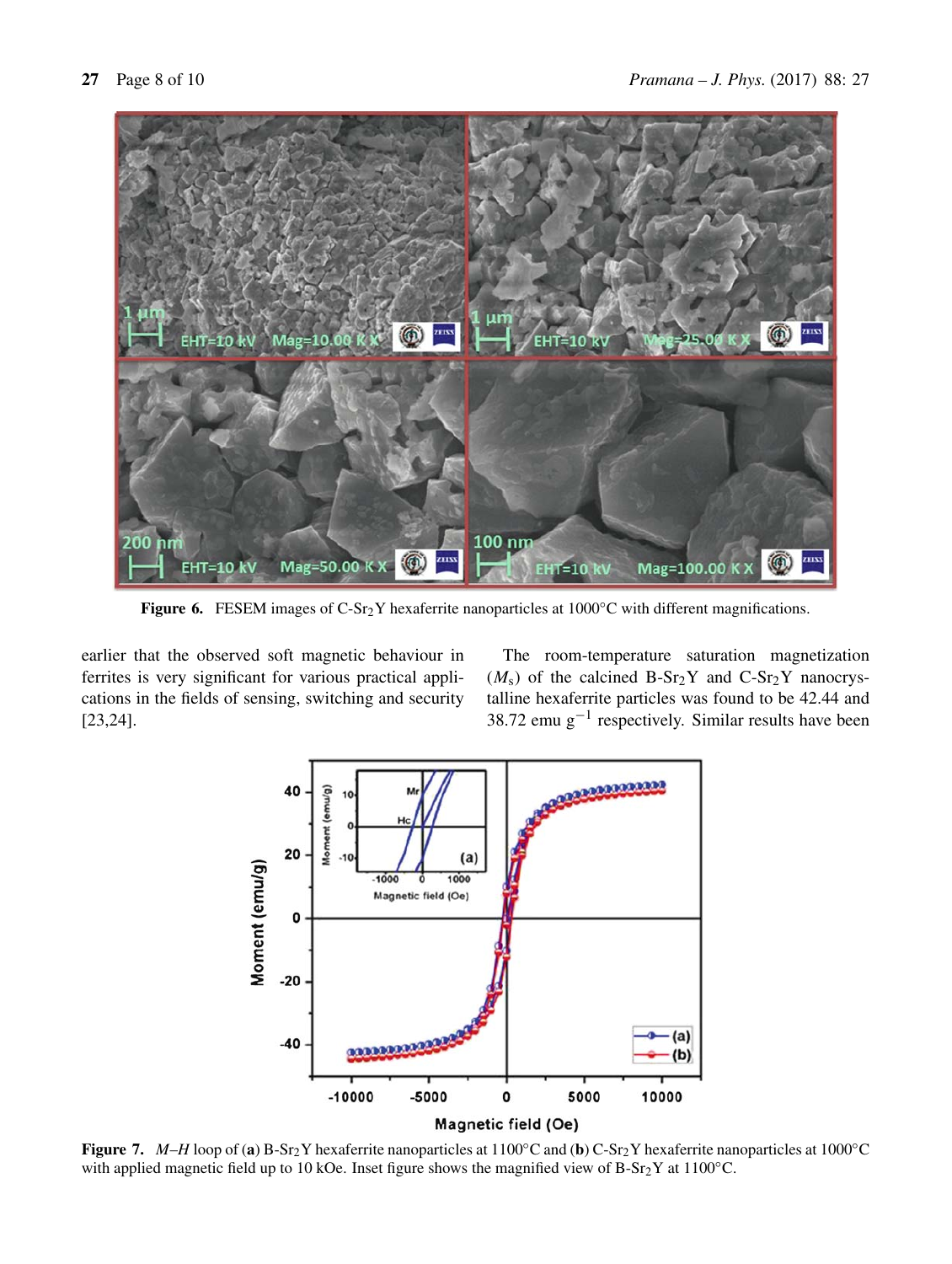**Figure 6.** FESEM images of C-$Sr_2Y$ hexaferrite nanoparticles at 1000°C with different magnifications.

earlier that the observed soft magnetic behaviour in ferrites is very significant for various practical applications in the fields of sensing, switching and security [23,24].

The room-temperature saturation magnetization ($M_s$) of the calcined B-$Sr_2Y$ and C-$Sr_2Y$ nanocrystalline hexaferrite particles was found to be 42.44 and 38.72 emu $g^{-1}$ respectively. Similar results have been

**Figure 7.** *M–H* loop of (**a**) B-$Sr_2Y$ hexaferrite nanoparticles at 1100°C and (**b**) C-$Sr_2Y$ hexaferrite nanoparticles at 1000°C with applied magnetic field up to 10 kOe. Inset figure shows the magnified view of B-$Sr_2Y$ at 1100°C.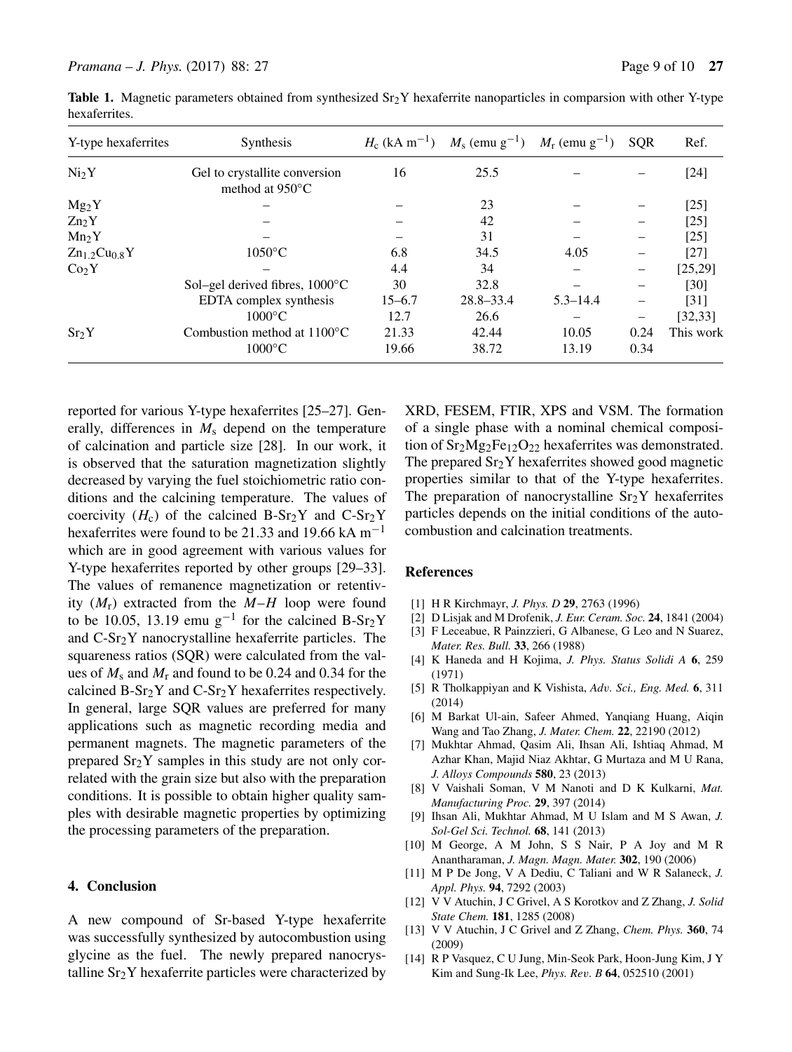**Table 1.** Magnetic parameters obtained from synthesized $Sr_2Y$ hexaferrite nanoparticles in comparsion with other Y-type hexaferrites.

| Y-type hexaferrites | Synthesis | $H_c$ (kA m$^{-1}$) | $M_s$ (emu g$^{-1}$) | $M_r$ (emu g$^{-1}$) | SQR | Ref. |
|---|---|---|---|---|---|---|
| $Ni_2Y$ | Gel to crystallite conversion method at 950°C | 16 | 25.5 | – | – | [24] |
| $Mg_2Y$ | – | – | 23 | – | – | [25] |
| $Zn_2Y$ | – | – | 42 | – | – | [25] |
| $Mn_2Y$ | – | – | 31 | – | – | [25] |
| $Zn_{1.2}Cu_{0.8}Y$ | 1050°C | 6.8 | 34.5 | 4.05 | – | [27] |
| $Co_2Y$ | – | 4.4 | 34 | – | – | [25,29] |
| | Sol–gel derived fibres, 1000°C | 30 | 32.8 | – | – | [30] |
| | EDTA complex synthesis | 15–6.7 | 28.8–33.4 | 5.3–14.4 | – | [31] |
| | 1000°C | 12.7 | 26.6 | – | – | [32,33] |
| $Sr_2Y$ | Combustion method at 1100°C | 21.33 | 42.44 | 10.05 | 0.24 | This work |
| | 1000°C | 19.66 | 38.72 | 13.19 | 0.34 | |

reported for various Y-type hexaferrites [25–27]. Generally, differences in $M_s$ depend on the temperature of calcination and particle size [28]. In our work, it is observed that the saturation magnetization slightly decreased by varying the fuel stoichiometric ratio conditions and the calcining temperature. The values of coercivity ($H_c$) of the calcined B-$Sr_2Y$ and C-$Sr_2Y$ hexaferrites were found to be 21.33 and 19.66 kA m$^{-1}$ which are in good agreement with various values for Y-type hexaferrites reported by other groups [29–33]. The values of remanence magnetization or retentivity ($M_r$) extracted from the $M$–$H$ loop were found to be 10.05, 13.19 emu g$^{-1}$ for the calcined B-$Sr_2Y$ and C-$Sr_2Y$ nanocrystalline hexaferrite particles. The squareness ratios (SQR) were calculated from the values of $M_s$ and $M_r$ and found to be 0.24 and 0.34 for the calcined B-$Sr_2Y$ and C-$Sr_2Y$ hexaferrites respectively. In general, large SQR values are preferred for many applications such as magnetic recording media and permanent magnets. The magnetic parameters of the prepared $Sr_2Y$ samples in this study are not only correlated with the grain size but also with the preparation conditions. It is possible to obtain higher quality samples with desirable magnetic properties by optimizing the processing parameters of the preparation.

## 4. Conclusion

A new compound of Sr-based Y-type hexaferrite was successfully synthesized by autocombustion using glycine as the fuel. The newly prepared nanocrystalline $Sr_2Y$ hexaferrite particles were characterized by XRD, FESEM, FTIR, XPS and VSM. The formation of a single phase with a nominal chemical composition of $Sr_2Mg_2Fe_{12}O_{22}$ hexaferrites was demonstrated. The prepared $Sr_2Y$ hexaferrites showed good magnetic properties similar to that of the Y-type hexaferrites. The preparation of nanocrystalline $Sr_2Y$ hexaferrites particles depends on the initial conditions of the autocombustion and calcination treatments.

## References

[1] H R Kirchmayr, *J. Phys. D* **29**, 2763 (1996)

[2] D Lisjak and M Drofenik, *J. Eur. Ceram. Soc.* **24**, 1841 (2004)

[3] F Leceabue, R Painzzieri, G Albanese, G Leo and N Suarez, *Mater. Res. Bull.* **33**, 266 (1988)

[4] K Haneda and H Kojima, *J. Phys. Status Solidi A* **6**, 259 (1971)

[5] R Tholkappiyan and K Vishista, *Adv. Sci., Eng. Med.* **6**, 311 (2014)

[6] M Barkat Ul-ain, Safeer Ahmed, Yanqiang Huang, Aiqin Wang and Tao Zhang, *J. Mater. Chem.* **22**, 22190 (2012)

[7] Mukhtar Ahmad, Qasim Ali, Ihsan Ali, Ishtiaq Ahmad, M Azhar Khan, Majid Niaz Akhtar, G Murtaza and M U Rana, *J. Alloys Compounds* **580**, 23 (2013)

[8] V Vaishali Soman, V M Nanoti and D K Kulkarni, *Mat. Manufacturing Proc.* **29**, 397 (2014)

[9] Ihsan Ali, Mukhtar Ahmad, M U Islam and M S Awan, *J. Sol-Gel Sci. Technol.* **68**, 141 (2013)

[10] M George, A M John, S S Nair, P A Joy and M R Anantharaman, *J. Magn. Magn. Mater.* **302**, 190 (2006)

[11] M P De Jong, V A Dediu, C Taliani and W R Salaneck, *J. Appl. Phys.* **94**, 7292 (2003)

[12] V V Atuchin, J C Grivel, A S Korotkov and Z Zhang, *J. Solid State Chem.* **181**, 1285 (2008)

[13] V V Atuchin, J C Grivel and Z Zhang, *Chem. Phys.* **360**, 74 (2009)

[14] R P Vasquez, C U Jung, Min-Seok Park, Hoon-Jung Kim, J Y Kim and Sung-Ik Lee, *Phys. Rev. B* **64**, 052510 (2001)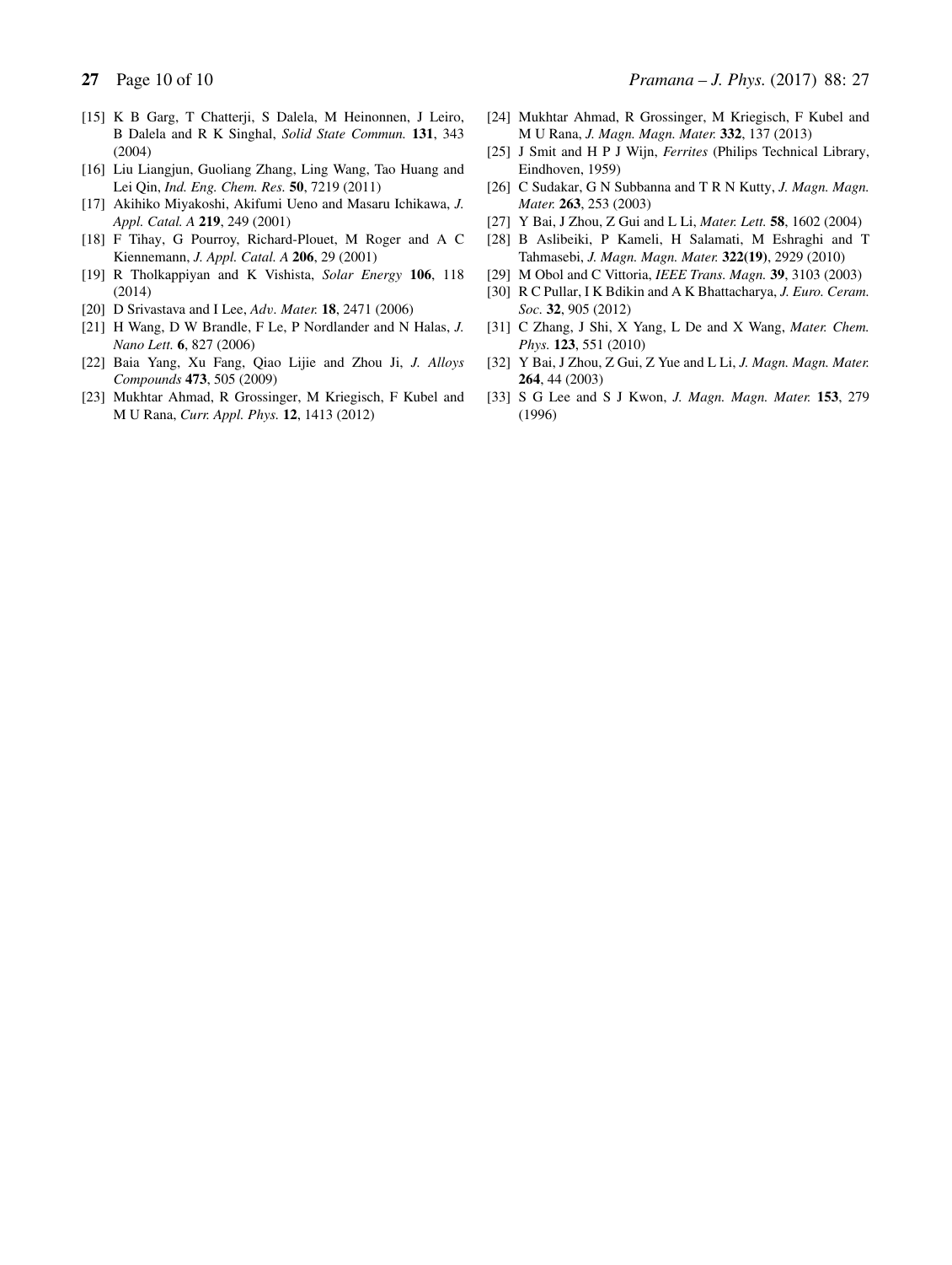[15] K B Garg, T Chatterji, S Dalela, M Heinonnen, J Leiro, B Dalela and R K Singhal, *Solid State Commun.* **131**, 343 (2004)

[16] Liu Liangjun, Guoliang Zhang, Ling Wang, Tao Huang and Lei Qin, *Ind. Eng. Chem. Res.* **50**, 7219 (2011)

[17] Akihiko Miyakoshi, Akifumi Ueno and Masaru Ichikawa, *J. Appl. Catal. A* **219**, 249 (2001)

[18] F Tihay, G Pourroy, Richard-Plouet, M Roger and A C Kiennemann, *J. Appl. Catal. A* **206**, 29 (2001)

[19] R Tholkappiyan and K Vishista, *Solar Energy* **106**, 118 (2014)

[20] D Srivastava and I Lee, *Adv. Mater.* **18**, 2471 (2006)

[21] H Wang, D W Brandle, F Le, P Nordlander and N Halas, *J. Nano Lett.* **6**, 827 (2006)

[22] Baia Yang, Xu Fang, Qiao Lijie and Zhou Ji, *J. Alloys Compounds* **473**, 505 (2009)

[23] Mukhtar Ahmad, R Grossinger, M Kriegisch, F Kubel and M U Rana, *Curr. Appl. Phys.* **12**, 1413 (2012)

[24] Mukhtar Ahmad, R Grossinger, M Kriegisch, F Kubel and M U Rana, *J. Magn. Magn. Mater.* **332**, 137 (2013)

[25] J Smit and H P J Wijn, *Ferrites* (Philips Technical Library, Eindhoven, 1959)

[26] C Sudakar, G N Subbanna and T R N Kutty, *J. Magn. Magn. Mater.* **263**, 253 (2003)

[27] Y Bai, J Zhou, Z Gui and L Li, *Mater. Lett.* **58**, 1602 (2004)

[28] B Aslibeiki, P Kameli, H Salamati, M Eshraghi and T Tahmasebi, *J. Magn. Magn. Mater.* **322(19)**, 2929 (2010)

[29] M Obol and C Vittoria, *IEEE Trans. Magn.* **39**, 3103 (2003)

[30] R C Pullar, I K Bdikin and A K Bhattacharya, *J. Euro. Ceram. Soc.* **32**, 905 (2012)

[31] C Zhang, J Shi, X Yang, L De and X Wang, *Mater. Chem. Phys.* **123**, 551 (2010)

[32] Y Bai, J Zhou, Z Gui, Z Yue and L Li, *J. Magn. Magn. Mater.* **264**, 44 (2003)

[33] S G Lee and S J Kwon, *J. Magn. Magn. Mater.* **153**, 279 (1996)